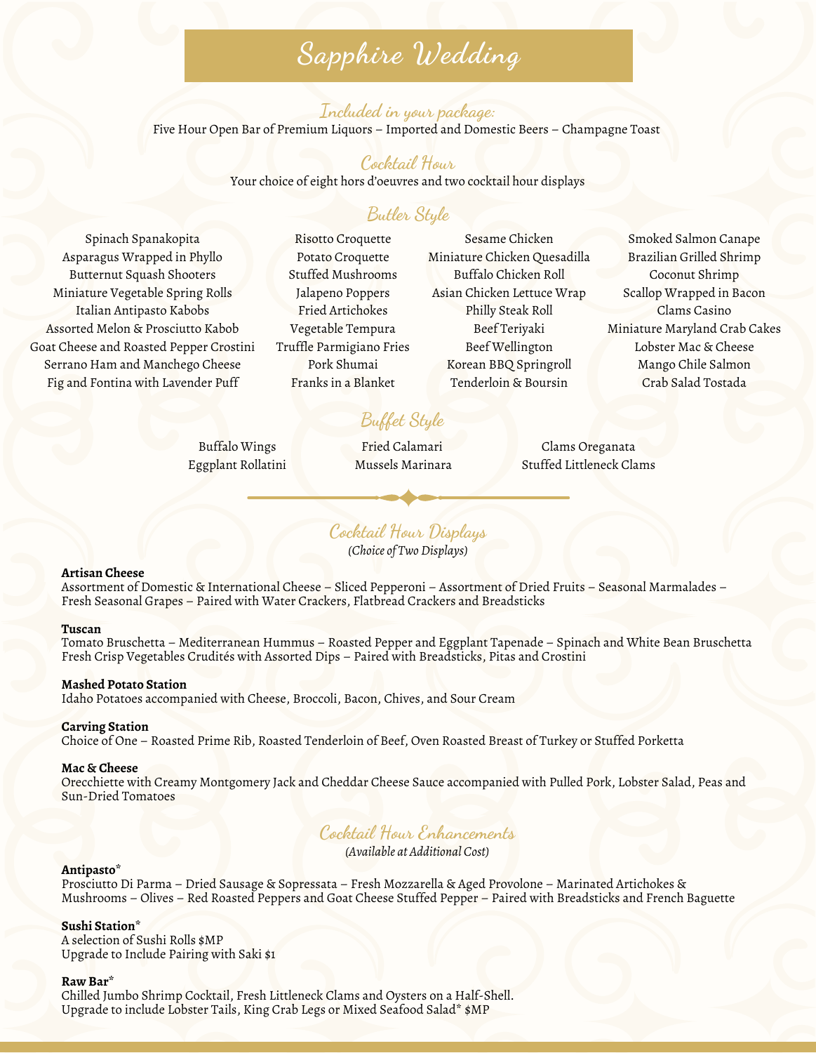# Sapphire Wedding

## Included in your package:

Five Hour Open Bar of Premium Liquors – Imported and Domestic Beers – Champagne Toast

## Cocktail Hour

Your choice of eight hors d'oeuvres and two cocktail hour displays

### Butler Style

Spinach Spanakopita
Asparagus Wrapped in Phyllo
Butternut Squash Shooters
Miniature Vegetable Spring Rolls
Italian Antipasto Kabobs
Assorted Melon & Prosciutto Kabob
Goat Cheese and Roasted Pepper Crostini
Serrano Ham and Manchego Cheese
Fig and Fontina with Lavender Puff

Risotto Croquette
Potato Croquette
Stuffed Mushrooms
Jalapeno Poppers
Fried Artichokes
Vegetable Tempura
Truffle Parmigiano Fries
Pork Shumai
Franks in a Blanket

Sesame Chicken
Miniature Chicken Quesadilla
Buffalo Chicken Roll
Asian Chicken Lettuce Wrap
Philly Steak Roll
Beef Teriyaki
Beef Wellington
Korean BBQ Springroll
Tenderloin & Boursin

Smoked Salmon Canape
Brazilian Grilled Shrimp
Coconut Shrimp
Scallop Wrapped in Bacon
Clams Casino
Miniature Maryland Crab Cakes
Lobster Mac & Cheese
Mango Chile Salmon
Crab Salad Tostada

### Buffet Style

Buffalo Wings
Eggplant Rollatini

Fried Calamari
Mussels Marinara

Clams Oreganata
Stuffed Littleneck Clams

## Cocktail Hour Displays

*(Choice of Two Displays)*

**Artisan Cheese**
Assortment of Domestic & International Cheese – Sliced Pepperoni – Assortment of Dried Fruits – Seasonal Marmalades – Fresh Seasonal Grapes – Paired with Water Crackers, Flatbread Crackers and Breadsticks

**Tuscan**
Tomato Bruschetta – Mediterranean Hummus – Roasted Pepper and Eggplant Tapenade – Spinach and White Bean Bruschetta Fresh Crisp Vegetables Crudités with Assorted Dips – Paired with Breadsticks, Pitas and Crostini

**Mashed Potato Station**
Idaho Potatoes accompanied with Cheese, Broccoli, Bacon, Chives, and Sour Cream

**Carving Station**
Choice of One – Roasted Prime Rib, Roasted Tenderloin of Beef, Oven Roasted Breast of Turkey or Stuffed Porketta

**Mac & Cheese**
Orecchiette with Creamy Montgomery Jack and Cheddar Cheese Sauce accompanied with Pulled Pork, Lobster Salad, Peas and Sun-Dried Tomatoes

## Cocktail Hour Enhancements

*(Available at Additional Cost)*

**Antipasto***
Prosciutto Di Parma – Dried Sausage & Sopressata – Fresh Mozzarella & Aged Provolone – Marinated Artichokes & Mushrooms – Olives – Red Roasted Peppers and Goat Cheese Stuffed Pepper – Paired with Breadsticks and French Baguette

**Sushi Station***
A selection of Sushi Rolls $MP
Upgrade to Include Pairing with Saki $1

**Raw Bar***
Chilled Jumbo Shrimp Cocktail, Fresh Littleneck Clams and Oysters on a Half-Shell.
Upgrade to include Lobster Tails, King Crab Legs or Mixed Seafood Salad* $MP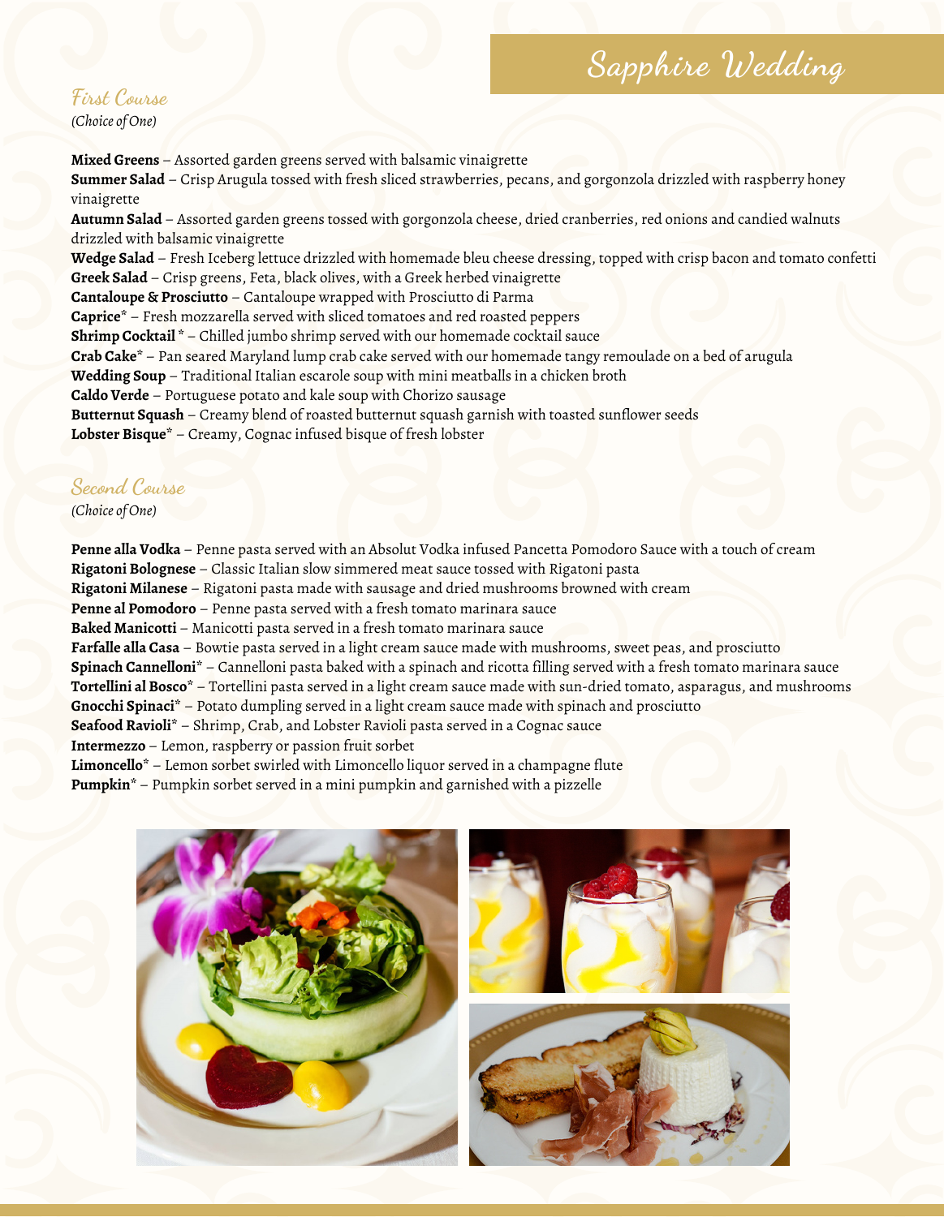# Sapphire Wedding

## First Course

*(Choice of One)*

**Mixed Greens** – Assorted garden greens served with balsamic vinaigrette
**Summer Salad** – Crisp Arugula tossed with fresh sliced strawberries, pecans, and gorgonzola drizzled with raspberry honey vinaigrette
**Autumn Salad** – Assorted garden greens tossed with gorgonzola cheese, dried cranberries, red onions and candied walnuts drizzled with balsamic vinaigrette
**Wedge Salad** – Fresh Iceberg lettuce drizzled with homemade bleu cheese dressing, topped with crisp bacon and tomato confetti
**Greek Salad** – Crisp greens, Feta, black olives, with a Greek herbed vinaigrette
**Cantaloupe & Prosciutto** – Cantaloupe wrapped with Prosciutto di Parma
**Caprice*** – Fresh mozzarella served with sliced tomatoes and red roasted peppers
**Shrimp Cocktail *** – Chilled jumbo shrimp served with our homemade cocktail sauce
**Crab Cake*** – Pan seared Maryland lump crab cake served with our homemade tangy remoulade on a bed of arugula
**Wedding Soup** – Traditional Italian escarole soup with mini meatballs in a chicken broth
**Caldo Verde** – Portuguese potato and kale soup with Chorizo sausage
**Butternut Squash** – Creamy blend of roasted butternut squash garnish with toasted sunflower seeds
**Lobster Bisque*** – Creamy, Cognac infused bisque of fresh lobster

## Second Course

*(Choice of One)*

**Penne alla Vodka** – Penne pasta served with an Absolut Vodka infused Pancetta Pomodoro Sauce with a touch of cream
**Rigatoni Bolognese** – Classic Italian slow simmered meat sauce tossed with Rigatoni pasta
**Rigatoni Milanese** – Rigatoni pasta made with sausage and dried mushrooms browned with cream
**Penne al Pomodoro** – Penne pasta served with a fresh tomato marinara sauce
**Baked Manicotti** – Manicotti pasta served in a fresh tomato marinara sauce
**Farfalle alla Casa** – Bowtie pasta served in a light cream sauce made with mushrooms, sweet peas, and prosciutto
**Spinach Cannelloni*** – Cannelloni pasta baked with a spinach and ricotta filling served with a fresh tomato marinara sauce
**Tortellini al Bosco*** – Tortellini pasta served in a light cream sauce made with sun-dried tomato, asparagus, and mushrooms
**Gnocchi Spinaci*** – Potato dumpling served in a light cream sauce made with spinach and prosciutto
**Seafood Ravioli*** – Shrimp, Crab, and Lobster Ravioli pasta served in a Cognac sauce
**Intermezzo** – Lemon, raspberry or passion fruit sorbet
**Limoncello*** – Lemon sorbet swirled with Limoncello liquor served in a champagne flute
**Pumpkin*** – Pumpkin sorbet served in a mini pumpkin and garnished with a pizzelle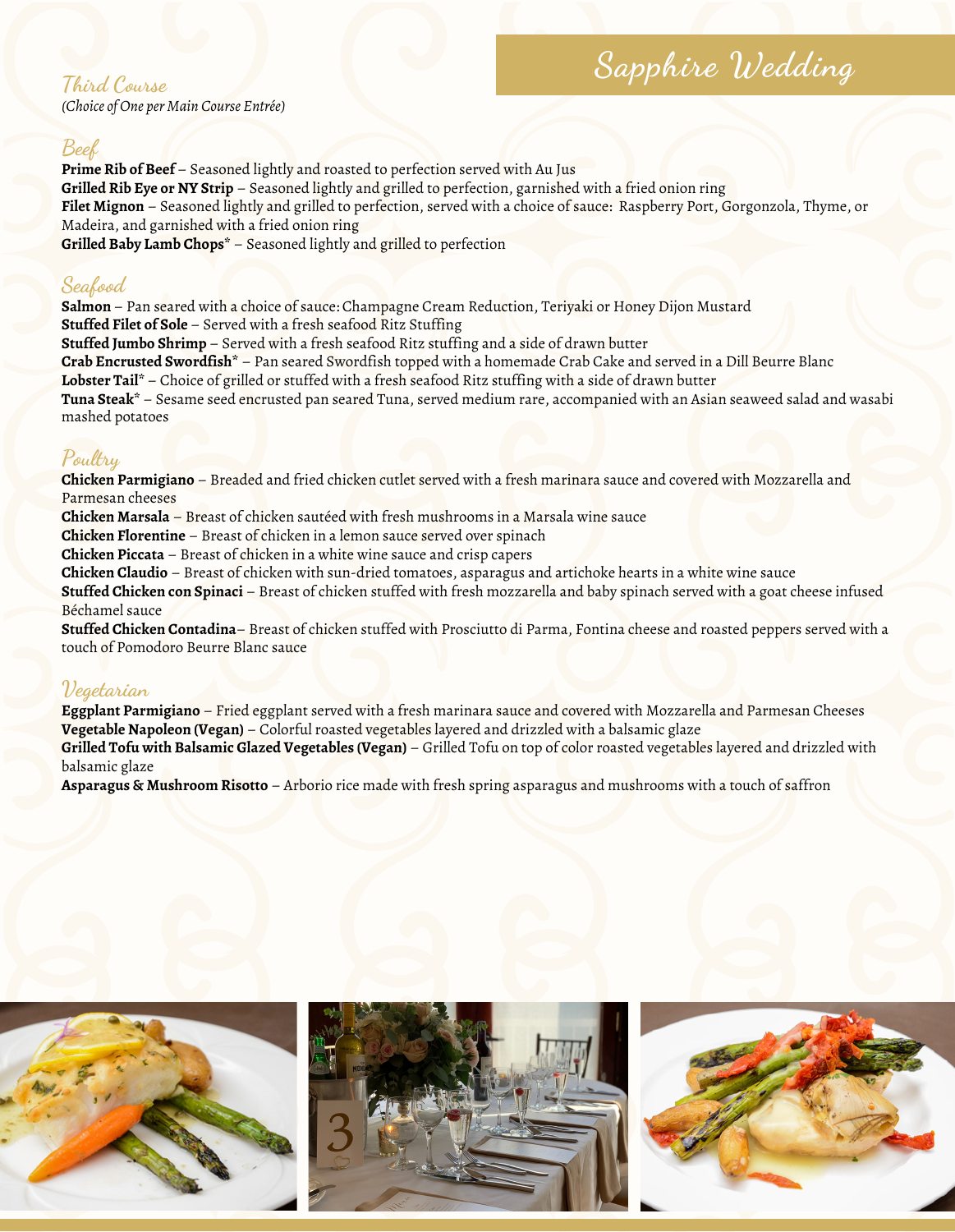# Sapphire Wedding

## Third Course

*(Choice of One per Main Course Entrée)*

### Beef

**Prime Rib of Beef** – Seasoned lightly and roasted to perfection served with Au Jus
**Grilled Rib Eye or NY Strip** – Seasoned lightly and grilled to perfection, garnished with a fried onion ring
**Filet Mignon** – Seasoned lightly and grilled to perfection, served with a choice of sauce: Raspberry Port, Gorgonzola, Thyme, or Madeira, and garnished with a fried onion ring
**Grilled Baby Lamb Chops*** – Seasoned lightly and grilled to perfection

### Seafood

**Salmon** – Pan seared with a choice of sauce: Champagne Cream Reduction, Teriyaki or Honey Dijon Mustard
**Stuffed Filet of Sole** – Served with a fresh seafood Ritz Stuffing
**Stuffed Jumbo Shrimp** – Served with a fresh seafood Ritz stuffing and a side of drawn butter
**Crab Encrusted Swordfish*** – Pan seared Swordfish topped with a homemade Crab Cake and served in a Dill Beurre Blanc
**Lobster Tail*** – Choice of grilled or stuffed with a fresh seafood Ritz stuffing with a side of drawn butter
**Tuna Steak*** – Sesame seed encrusted pan seared Tuna, served medium rare, accompanied with an Asian seaweed salad and wasabi mashed potatoes

### Poultry

**Chicken Parmigiano** – Breaded and fried chicken cutlet served with a fresh marinara sauce and covered with Mozzarella and Parmesan cheeses
**Chicken Marsala** – Breast of chicken sautéed with fresh mushrooms in a Marsala wine sauce
**Chicken Florentine** – Breast of chicken in a lemon sauce served over spinach
**Chicken Piccata** – Breast of chicken in a white wine sauce and crisp capers
**Chicken Claudio** – Breast of chicken with sun-dried tomatoes, asparagus and artichoke hearts in a white wine sauce
**Stuffed Chicken con Spinaci** – Breast of chicken stuffed with fresh mozzarella and baby spinach served with a goat cheese infused Béchamel sauce
**Stuffed Chicken Contadina**– Breast of chicken stuffed with Prosciutto di Parma, Fontina cheese and roasted peppers served with a touch of Pomodoro Beurre Blanc sauce

### Vegetarian

**Eggplant Parmigiano** – Fried eggplant served with a fresh marinara sauce and covered with Mozzarella and Parmesan Cheeses
**Vegetable Napoleon (Vegan)** – Colorful roasted vegetables layered and drizzled with a balsamic glaze
**Grilled Tofu with Balsamic Glazed Vegetables (Vegan)** – Grilled Tofu on top of color roasted vegetables layered and drizzled with balsamic glaze
**Asparagus & Mushroom Risotto** – Arborio rice made with fresh spring asparagus and mushrooms with a touch of saffron